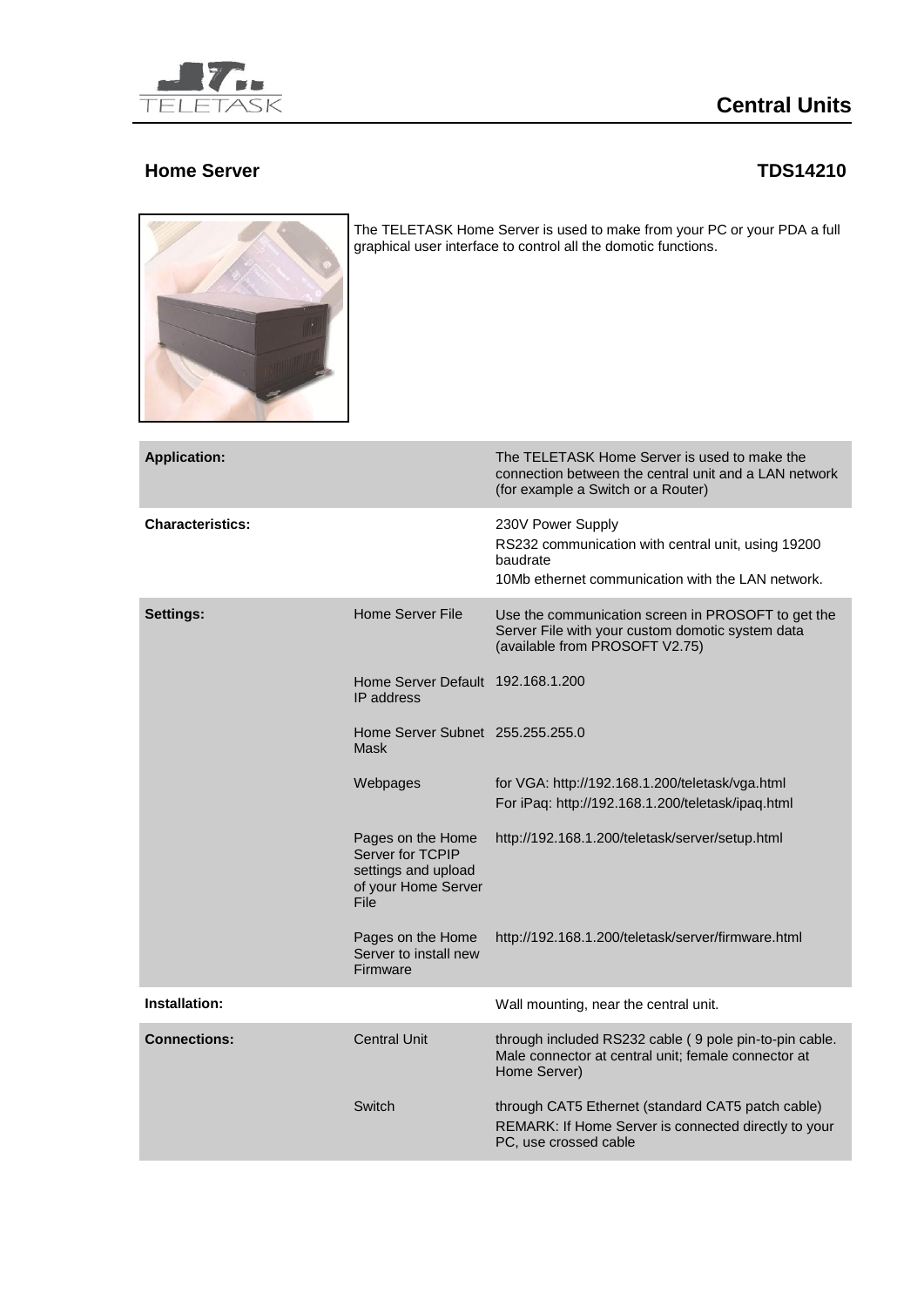# Central Units

## Home Server

**TDS14210**

The TELETASK Home Server is used to make from your PC or your PDA a full graphical user interface to control all the domotic functions.

| | | |
|---|---|---|
| **Application:** | | The TELETASK Home Server is used to make the connection between the central unit and a LAN network (for example a Switch or a Router) |
| **Characteristics:** | | 230V Power Supply<br>RS232 communication with central unit, using 19200 baudrate<br>10Mb ethernet communication with the LAN network. |
| **Settings:** | Home Server File | Use the communication screen in PROSOFT to get the Server File with your custom domotic system data (available from PROSOFT V2.75) |
| | Home Server Default IP address | 192.168.1.200 |
| | Home Server Subnet Mask | 255.255.255.0 |
| | Webpages | for VGA: http://192.168.1.200/teletask/vga.html<br>For iPaq: http://192.168.1.200/teletask/ipaq.html |
| | Pages on the Home Server for TCPIP settings and upload of your Home Server File | http://192.168.1.200/teletask/server/setup.html |
| | Pages on the Home Server to install new Firmware | http://192.168.1.200/teletask/server/firmware.html |
| **Installation:** | | Wall mounting, near the central unit. |
| **Connections:** | Central Unit | through included RS232 cable ( 9 pole pin-to-pin cable. Male connector at central unit; female connector at Home Server) |
| | Switch | through CAT5 Ethernet (standard CAT5 patch cable)<br>REMARK: If Home Server is connected directly to your PC, use crossed cable |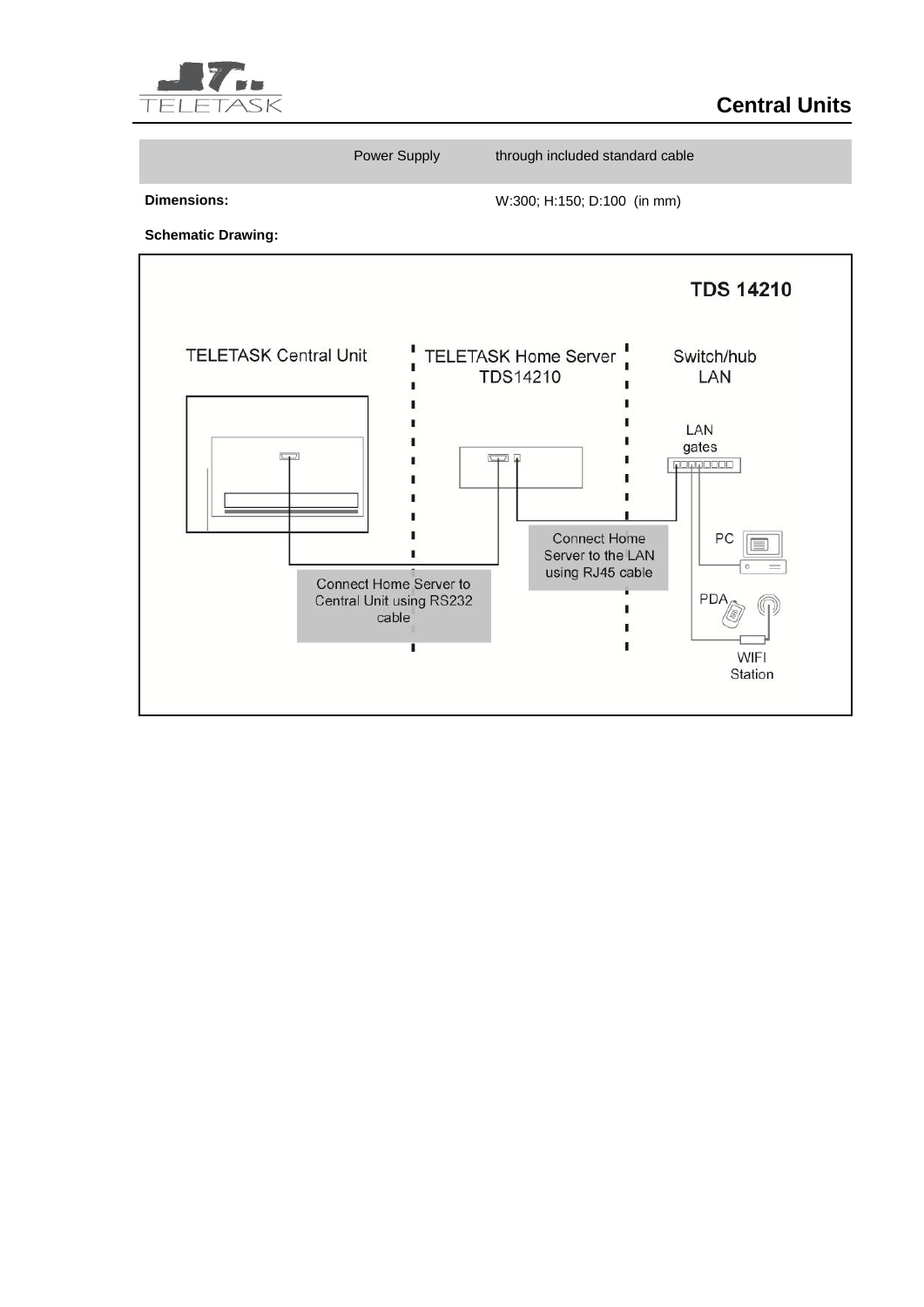| | | |
|---|---|---|
| | Power Supply | through included standard cable |

**Dimensions:** W:300; H:150; D:100 (in mm)

**Schematic Drawing:**

TDS 14210

TELETASK Central Unit

TELETASK Home Server TDS14210

Switch/hub LAN

LAN gates

Connect Home Server to the LAN using RJ45 cable

PC

Connect Home Server to Central Unit using RS232 cable

PDA

WIFI Station